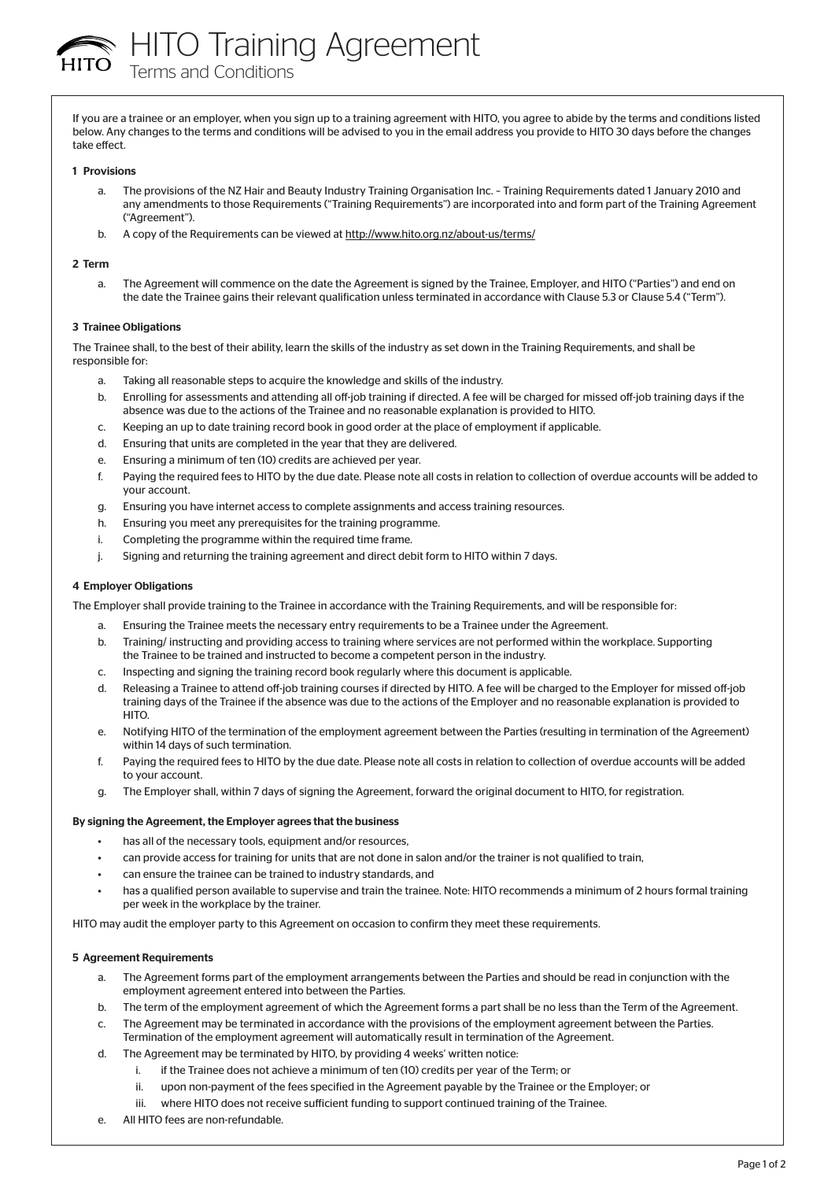# HITO Training Agreement

## Terms and Conditions

If you are a trainee or an employer, when you sign up to a training agreement with HITO, you agree to abide by the terms and conditions listed below. Any changes to the terms and conditions will be advised to you in the email address you provide to HITO 30 days before the changes take effect.

### 1 Provisions

a. The provisions of the NZ Hair and Beauty Industry Training Organisation Inc. – Training Requirements dated 1 January 2010 and any amendments to those Requirements ("Training Requirements") are incorporated into and form part of the Training Agreement ("Agreement").

b. A copy of the Requirements can be viewed at http://www.hito.org.nz/about-us/terms/

### 2 Term

a. The Agreement will commence on the date the Agreement is signed by the Trainee, Employer, and HITO ("Parties") and end on the date the Trainee gains their relevant qualification unless terminated in accordance with Clause 5.3 or Clause 5.4 ("Term").

### 3 Trainee Obligations

The Trainee shall, to the best of their ability, learn the skills of the industry as set down in the Training Requirements, and shall be responsible for:

a. Taking all reasonable steps to acquire the knowledge and skills of the industry.

b. Enrolling for assessments and attending all off-job training if directed. A fee will be charged for missed off-job training days if the absence was due to the actions of the Trainee and no reasonable explanation is provided to HITO.

c. Keeping an up to date training record book in good order at the place of employment if applicable.

d. Ensuring that units are completed in the year that they are delivered.

e. Ensuring a minimum of ten (10) credits are achieved per year.

f. Paying the required fees to HITO by the due date. Please note all costs in relation to collection of overdue accounts will be added to your account.

g. Ensuring you have internet access to complete assignments and access training resources.

h. Ensuring you meet any prerequisites for the training programme.

i. Completing the programme within the required time frame.

j. Signing and returning the training agreement and direct debit form to HITO within 7 days.

### 4 Employer Obligations

The Employer shall provide training to the Trainee in accordance with the Training Requirements, and will be responsible for:

a. Ensuring the Trainee meets the necessary entry requirements to be a Trainee under the Agreement.

b. Training/ instructing and providing access to training where services are not performed within the workplace. Supporting the Trainee to be trained and instructed to become a competent person in the industry.

c. Inspecting and signing the training record book regularly where this document is applicable.

d. Releasing a Trainee to attend off-job training courses if directed by HITO. A fee will be charged to the Employer for missed off-job training days of the Trainee if the absence was due to the actions of the Employer and no reasonable explanation is provided to HITO.

e. Notifying HITO of the termination of the employment agreement between the Parties (resulting in termination of the Agreement) within 14 days of such termination.

f. Paying the required fees to HITO by the due date. Please note all costs in relation to collection of overdue accounts will be added to your account.

g. The Employer shall, within 7 days of signing the Agreement, forward the original document to HITO, for registration.

**By signing the Agreement, the Employer agrees that the business**

- has all of the necessary tools, equipment and/or resources,
- can provide access for training for units that are not done in salon and/or the trainer is not qualified to train,
- can ensure the trainee can be trained to industry standards, and
- has a qualified person available to supervise and train the trainee. Note: HITO recommends a minimum of 2 hours formal training per week in the workplace by the trainer.

HITO may audit the employer party to this Agreement on occasion to confirm they meet these requirements.

### 5 Agreement Requirements

a. The Agreement forms part of the employment arrangements between the Parties and should be read in conjunction with the employment agreement entered into between the Parties.

b. The term of the employment agreement of which the Agreement forms a part shall be no less than the Term of the Agreement.

c. The Agreement may be terminated in accordance with the provisions of the employment agreement between the Parties. Termination of the employment agreement will automatically result in termination of the Agreement.

d. The Agreement may be terminated by HITO, by providing 4 weeks' written notice:

   i. if the Trainee does not achieve a minimum of ten (10) credits per year of the Term; or

   ii. upon non-payment of the fees specified in the Agreement payable by the Trainee or the Employer; or

   iii. where HITO does not receive sufficient funding to support continued training of the Trainee.

e. All HITO fees are non-refundable.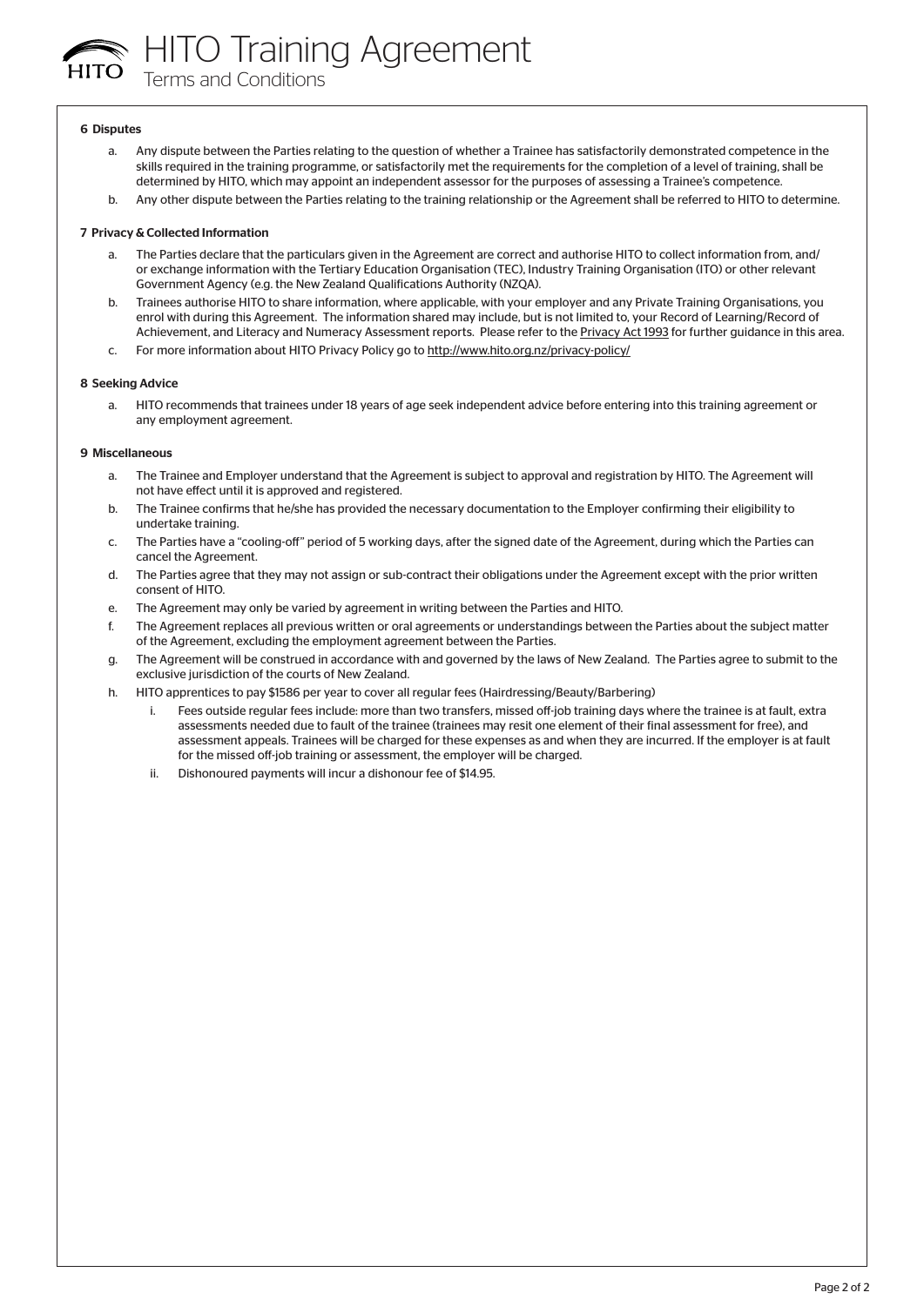# HITO Training Agreement

Terms and Conditions

**6 Disputes**

a. Any dispute between the Parties relating to the question of whether a Trainee has satisfactorily demonstrated competence in the skills required in the training programme, or satisfactorily met the requirements for the completion of a level of training, shall be determined by HITO, which may appoint an independent assessor for the purposes of assessing a Trainee's competence.

b. Any other dispute between the Parties relating to the training relationship or the Agreement shall be referred to HITO to determine.

**7 Privacy & Collected Information**

a. The Parties declare that the particulars given in the Agreement are correct and authorise HITO to collect information from, and/or exchange information with the Tertiary Education Organisation (TEC), Industry Training Organisation (ITO) or other relevant Government Agency (e.g. the New Zealand Qualifications Authority (NZQA).

b. Trainees authorise HITO to share information, where applicable, with your employer and any Private Training Organisations, you enrol with during this Agreement. The information shared may include, but is not limited to, your Record of Learning/Record of Achievement, and Literacy and Numeracy Assessment reports. Please refer to the Privacy Act 1993 for further guidance in this area.

c. For more information about HITO Privacy Policy go to http://www.hito.org.nz/privacy-policy/

**8 Seeking Advice**

a. HITO recommends that trainees under 18 years of age seek independent advice before entering into this training agreement or any employment agreement.

**9 Miscellaneous**

a. The Trainee and Employer understand that the Agreement is subject to approval and registration by HITO. The Agreement will not have effect until it is approved and registered.

b. The Trainee confirms that he/she has provided the necessary documentation to the Employer confirming their eligibility to undertake training.

c. The Parties have a "cooling-off" period of 5 working days, after the signed date of the Agreement, during which the Parties can cancel the Agreement.

d. The Parties agree that they may not assign or sub-contract their obligations under the Agreement except with the prior written consent of HITO.

e. The Agreement may only be varied by agreement in writing between the Parties and HITO.

f. The Agreement replaces all previous written or oral agreements or understandings between the Parties about the subject matter of the Agreement, excluding the employment agreement between the Parties.

g. The Agreement will be construed in accordance with and governed by the laws of New Zealand. The Parties agree to submit to the exclusive jurisdiction of the courts of New Zealand.

h. HITO apprentices to pay $1586 per year to cover all regular fees (Hairdressing/Beauty/Barbering)

   i. Fees outside regular fees include: more than two transfers, missed off-job training days where the trainee is at fault, extra assessments needed due to fault of the trainee (trainees may resit one element of their final assessment for free), and assessment appeals. Trainees will be charged for these expenses as and when they are incurred. If the employer is at fault for the missed off-job training or assessment, the employer will be charged.

   ii. Dishonoured payments will incur a dishonour fee of $14.95.